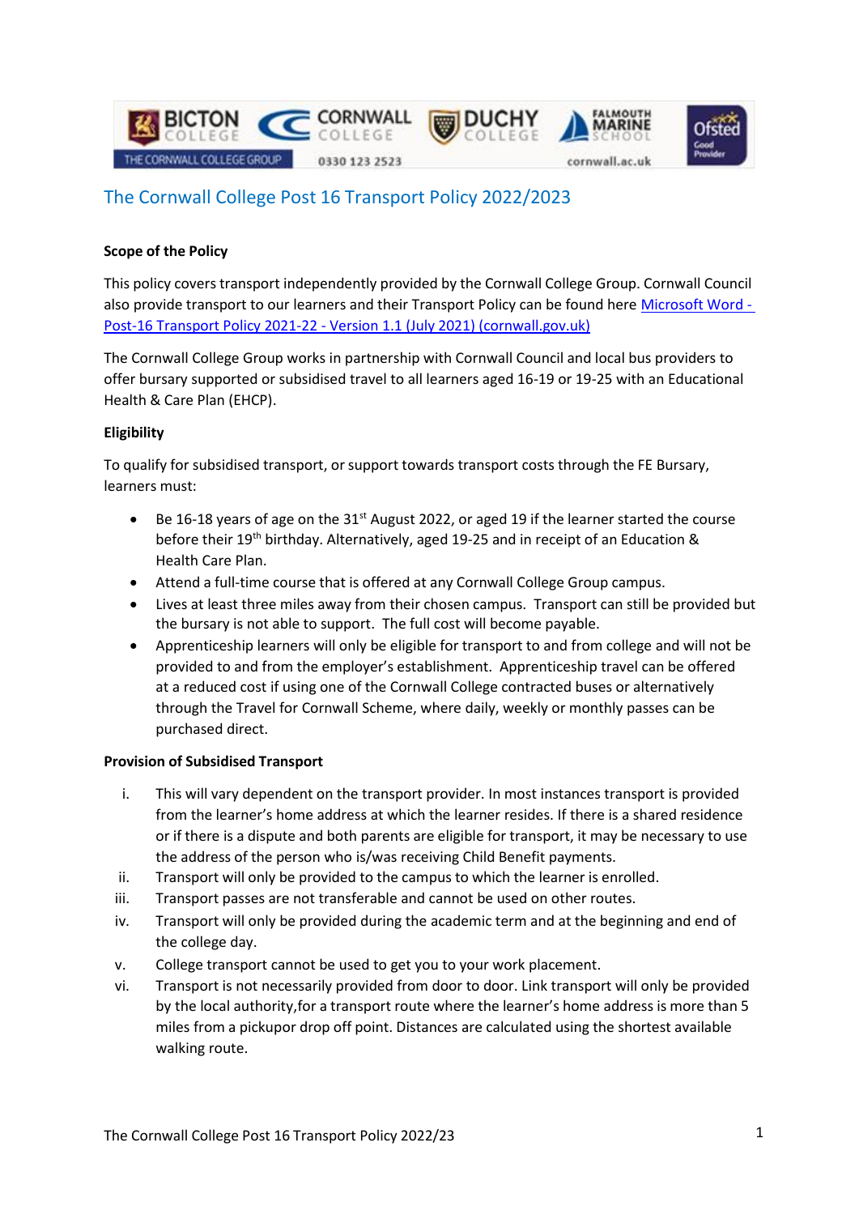# The Cornwall College Post 16 Transport Policy 2022/2023

**Scope of the Policy**

This policy covers transport independently provided by the Cornwall College Group. Cornwall Council also provide transport to our learners and their Transport Policy can be found here [Microsoft Word - Post-16 Transport Policy 2021-22 - Version 1.1 (July 2021) (cornwall.gov.uk)]

The Cornwall College Group works in partnership with Cornwall Council and local bus providers to offer bursary supported or subsidised travel to all learners aged 16-19 or 19-25 with an Educational Health & Care Plan (EHCP).

**Eligibility**

To qualify for subsidised transport, or support towards transport costs through the FE Bursary, learners must:

- Be 16-18 years of age on the 31st August 2022, or aged 19 if the learner started the course before their 19th birthday. Alternatively, aged 19-25 and in receipt of an Education & Health Care Plan.
- Attend a full-time course that is offered at any Cornwall College Group campus.
- Lives at least three miles away from their chosen campus. Transport can still be provided but the bursary is not able to support. The full cost will become payable.
- Apprenticeship learners will only be eligible for transport to and from college and will not be provided to and from the employer's establishment. Apprenticeship travel can be offered at a reduced cost if using one of the Cornwall College contracted buses or alternatively through the Travel for Cornwall Scheme, where daily, weekly or monthly passes can be purchased direct.

**Provision of Subsidised Transport**

i. This will vary dependent on the transport provider. In most instances transport is provided from the learner's home address at which the learner resides. If there is a shared residence or if there is a dispute and both parents are eligible for transport, it may be necessary to use the address of the person who is/was receiving Child Benefit payments.
ii. Transport will only be provided to the campus to which the learner is enrolled.
iii. Transport passes are not transferable and cannot be used on other routes.
iv. Transport will only be provided during the academic term and at the beginning and end of the college day.
v. College transport cannot be used to get you to your work placement.
vi. Transport is not necessarily provided from door to door. Link transport will only be provided by the local authority,for a transport route where the learner's home address is more than 5 miles from a pickupor drop off point. Distances are calculated using the shortest available walking route.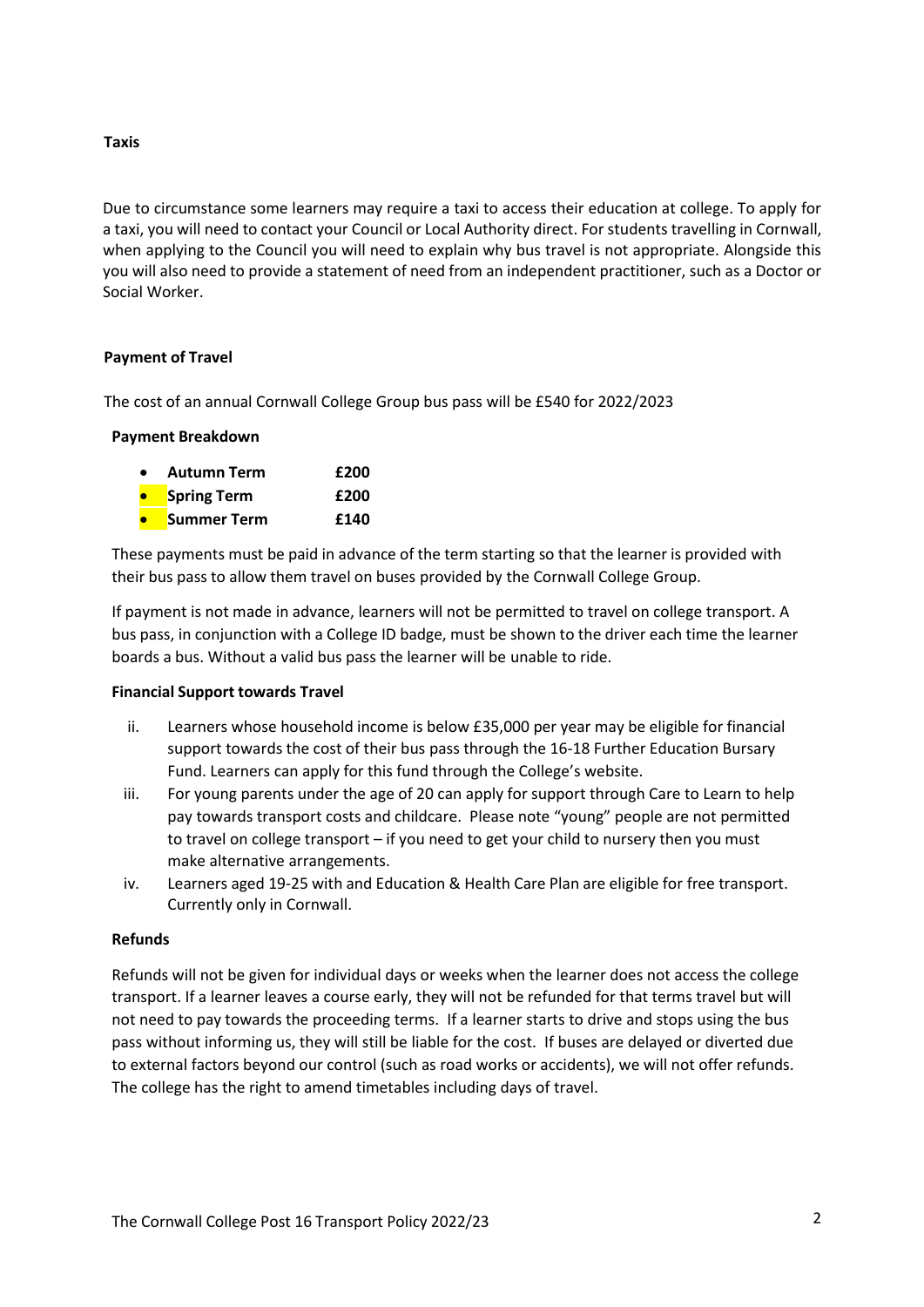**Taxis**

Due to circumstance some learners may require a taxi to access their education at college. To apply for a taxi, you will need to contact your Council or Local Authority direct. For students travelling in Cornwall, when applying to the Council you will need to explain why bus travel is not appropriate. Alongside this you will also need to provide a statement of need from an independent practitioner, such as a Doctor or Social Worker.

**Payment of Travel**

The cost of an annual Cornwall College Group bus pass will be £540 for 2022/2023

**Payment Breakdown**

- **Autumn Term** **£200**
- **Spring Term** **£200**
- **Summer Term** **£140**

These payments must be paid in advance of the term starting so that the learner is provided with their bus pass to allow them travel on buses provided by the Cornwall College Group.

If payment is not made in advance, learners will not be permitted to travel on college transport. A bus pass, in conjunction with a College ID badge, must be shown to the driver each time the learner boards a bus. Without a valid bus pass the learner will be unable to ride.

**Financial Support towards Travel**

ii. Learners whose household income is below £35,000 per year may be eligible for financial support towards the cost of their bus pass through the 16-18 Further Education Bursary Fund. Learners can apply for this fund through the College's website.

iii. For young parents under the age of 20 can apply for support through Care to Learn to help pay towards transport costs and childcare. Please note "young" people are not permitted to travel on college transport – if you need to get your child to nursery then you must make alternative arrangements.

iv. Learners aged 19-25 with and Education & Health Care Plan are eligible for free transport. Currently only in Cornwall.

**Refunds**

Refunds will not be given for individual days or weeks when the learner does not access the college transport. If a learner leaves a course early, they will not be refunded for that terms travel but will not need to pay towards the proceeding terms. If a learner starts to drive and stops using the bus pass without informing us, they will still be liable for the cost. If buses are delayed or diverted due to external factors beyond our control (such as road works or accidents), we will not offer refunds. The college has the right to amend timetables including days of travel.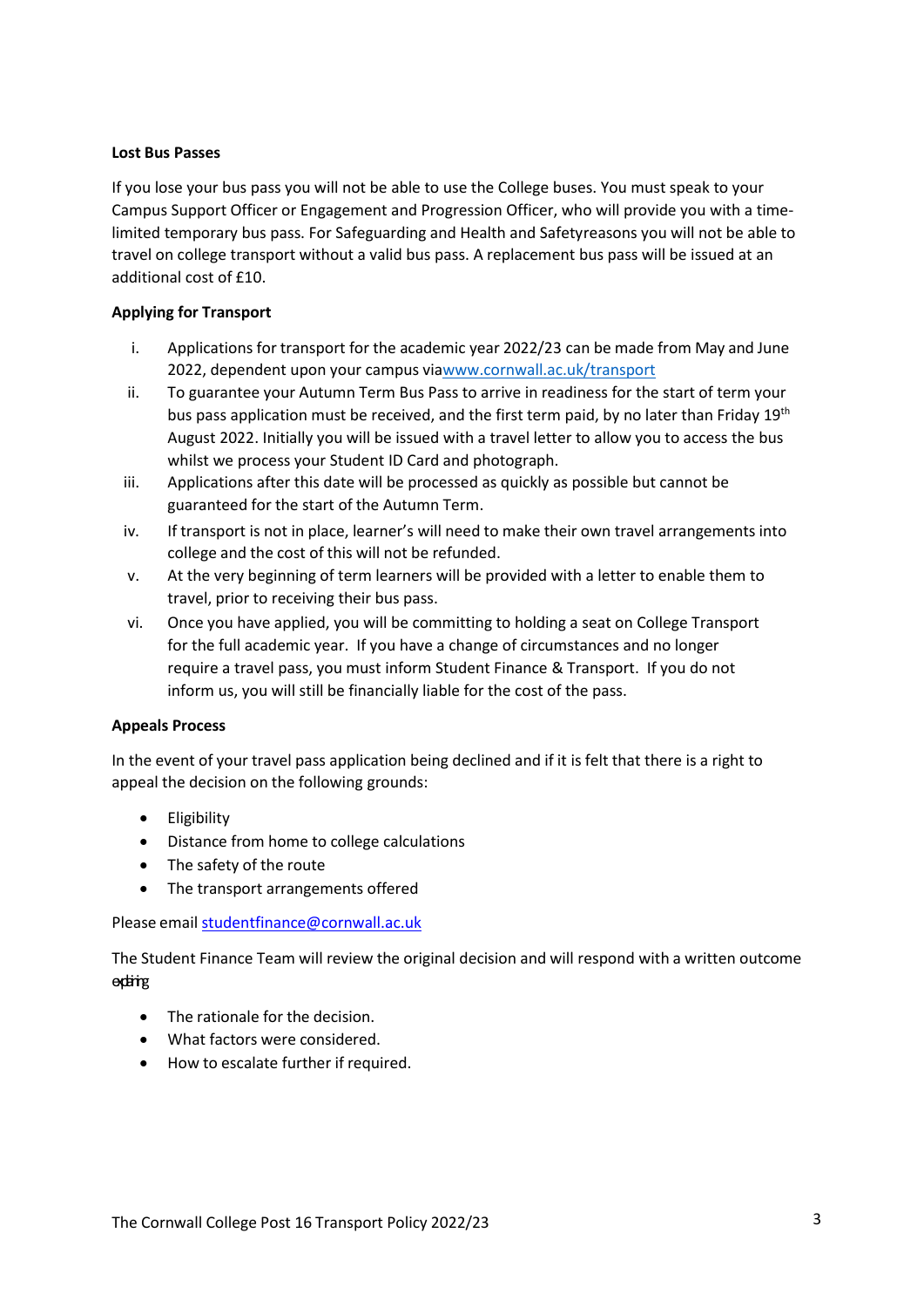**Lost Bus Passes**

If you lose your bus pass you will not be able to use the College buses. You must speak to your Campus Support Officer or Engagement and Progression Officer, who will provide you with a time-limited temporary bus pass. For Safeguarding and Health and Safetyreasons you will not be able to travel on college transport without a valid bus pass. A replacement bus pass will be issued at an additional cost of £10.

**Applying for Transport**

i. Applications for transport for the academic year 2022/23 can be made from May and June 2022, dependent upon your campus viawww.cornwall.ac.uk/transport
ii. To guarantee your Autumn Term Bus Pass to arrive in readiness for the start of term your bus pass application must be received, and the first term paid, by no later than Friday 19th August 2022. Initially you will be issued with a travel letter to allow you to access the bus whilst we process your Student ID Card and photograph.
iii. Applications after this date will be processed as quickly as possible but cannot be guaranteed for the start of the Autumn Term.
iv. If transport is not in place, learner's will need to make their own travel arrangements into college and the cost of this will not be refunded.
v. At the very beginning of term learners will be provided with a letter to enable them to travel, prior to receiving their bus pass.
vi. Once you have applied, you will be committing to holding a seat on College Transport for the full academic year. If you have a change of circumstances and no longer require a travel pass, you must inform Student Finance & Transport. If you do not inform us, you will still be financially liable for the cost of the pass.

**Appeals Process**

In the event of your travel pass application being declined and if it is felt that there is a right to appeal the decision on the following grounds:

- Eligibility
- Distance from home to college calculations
- The safety of the route
- The transport arrangements offered

Please email studentfinance@cornwall.ac.uk

The Student Finance Team will review the original decision and will respond with a written outcome explaining

- The rationale for the decision.
- What factors were considered.
- How to escalate further if required.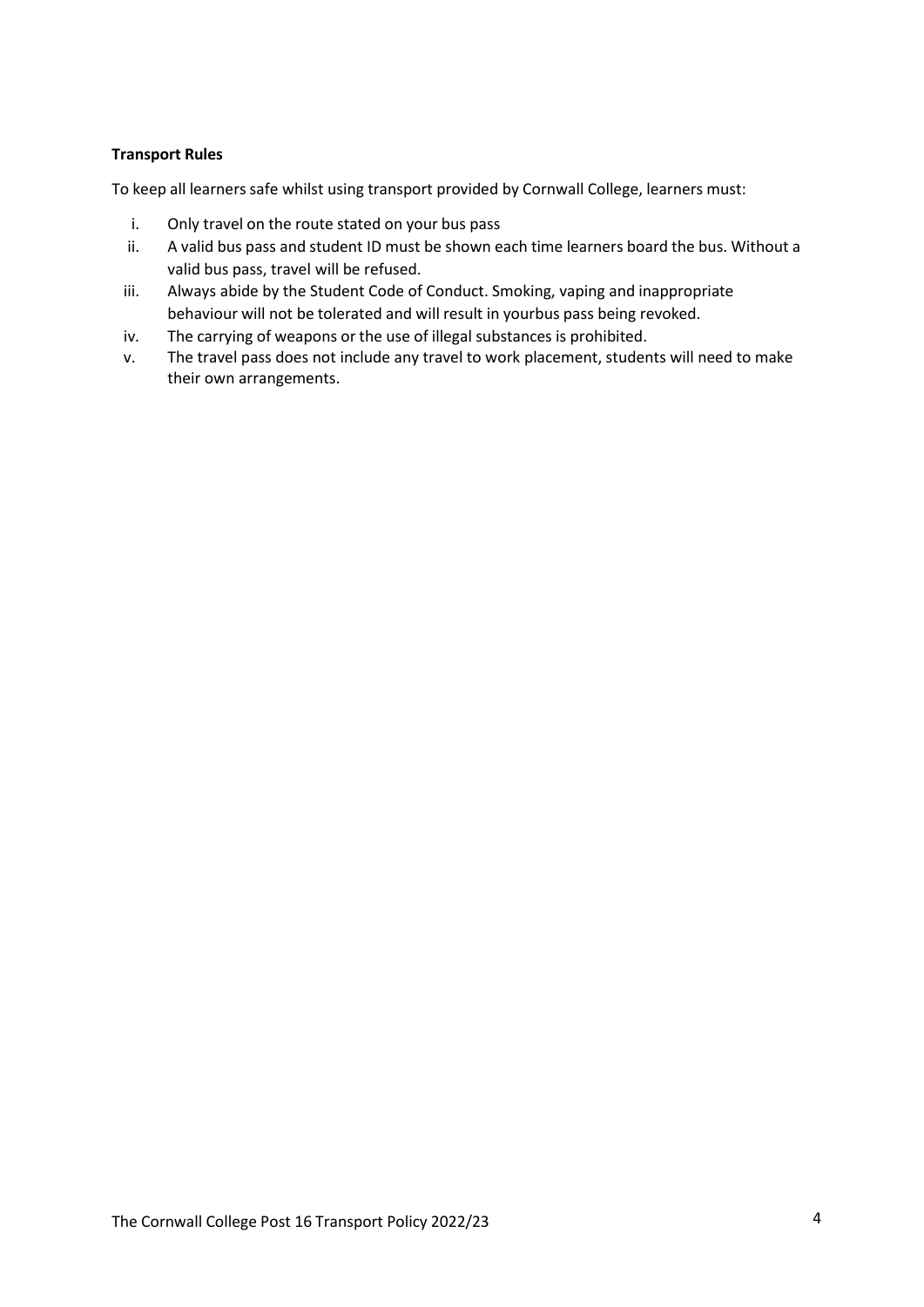**Transport Rules**

To keep all learners safe whilst using transport provided by Cornwall College, learners must:

i. Only travel on the route stated on your bus pass
ii. A valid bus pass and student ID must be shown each time learners board the bus. Without a valid bus pass, travel will be refused.
iii. Always abide by the Student Code of Conduct. Smoking, vaping and inappropriate behaviour will not be tolerated and will result in yourbus pass being revoked.
iv. The carrying of weapons or the use of illegal substances is prohibited.
v. The travel pass does not include any travel to work placement, students will need to make their own arrangements.